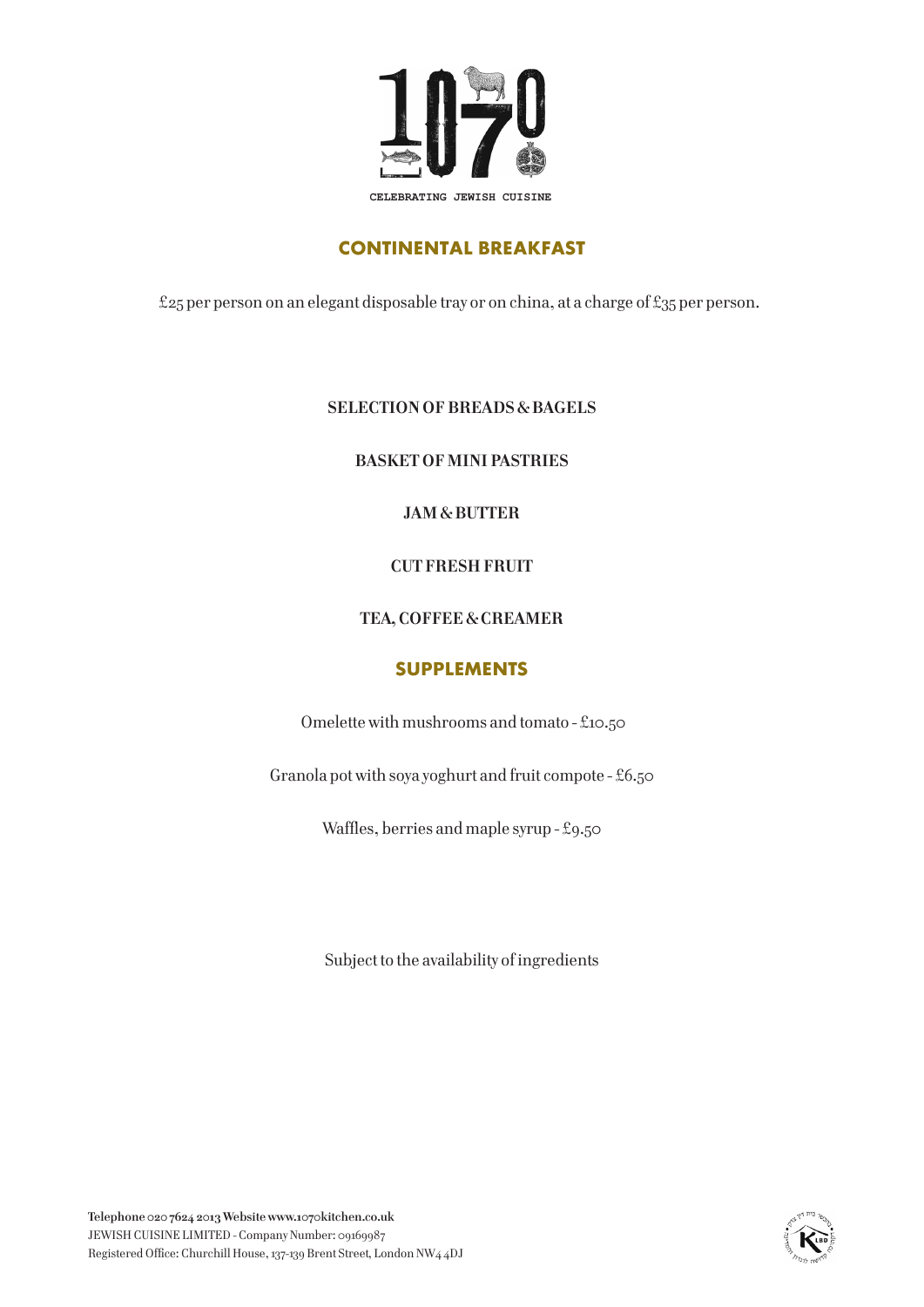# 1070

CELEBRATING JEWISH CUISINE

## CONTINENTAL BREAKFAST

£25 per person on an elegant disposable tray or on china, at a charge of £35 per person.

**SELECTION OF BREADS & BAGELS**

**BASKET OF MINI PASTRIES**

**JAM & BUTTER**

**CUT FRESH FRUIT**

**TEA, COFFEE & CREAMER**

## SUPPLEMENTS

Omelette with mushrooms and tomato - £10.50

Granola pot with soya yoghurt and fruit compote - £6.50

Waffles, berries and maple syrup - £9.50

Subject to the availability of ingredients

**Telephone** 020 7624 2013 **Website** www.1070kitchen.co.uk
JEWISH CUISINE LIMITED - Company Number: 09169987
Registered Office: Churchill House, 137-139 Brent Street, London NW4 4DJ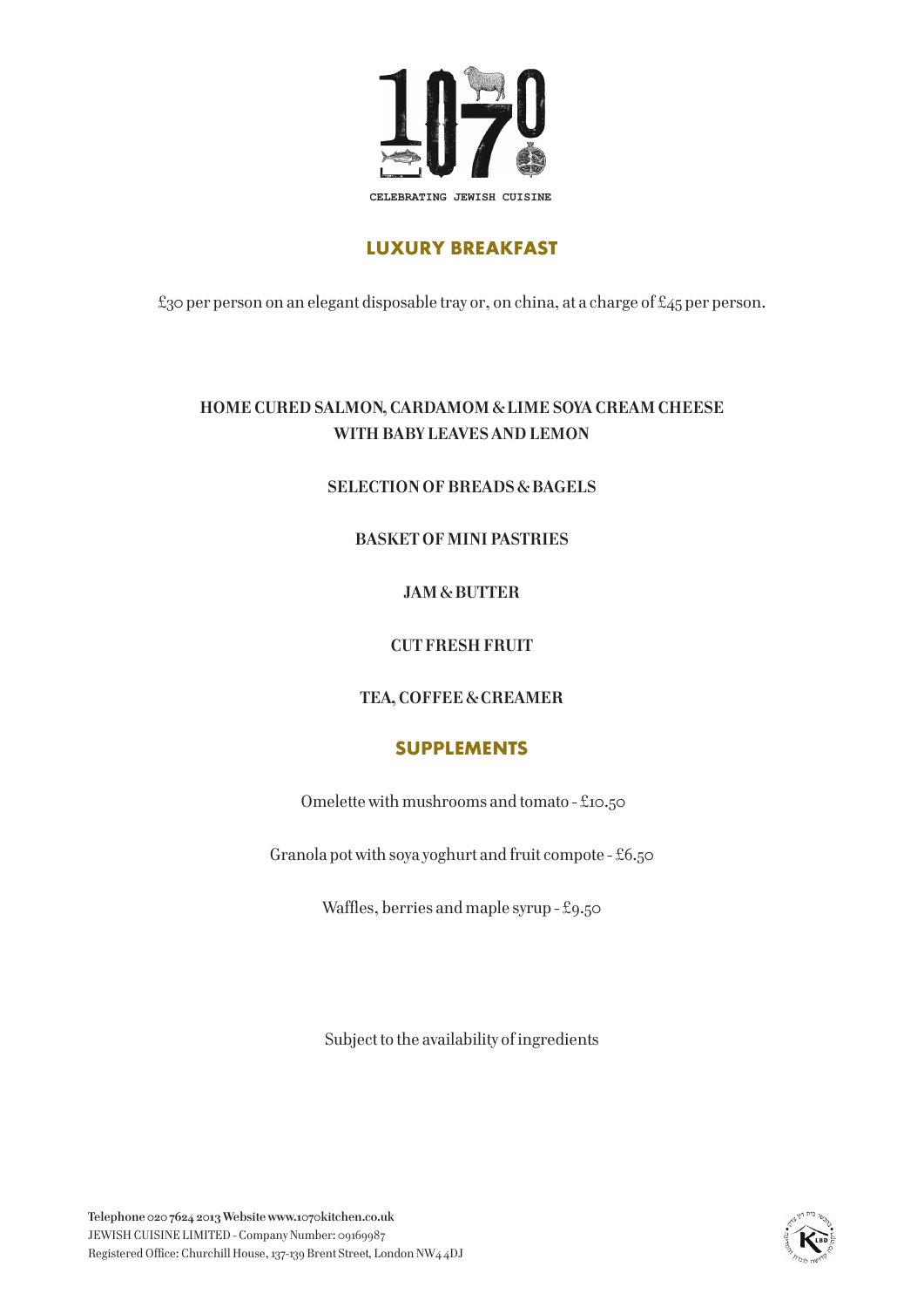CELEBRATING JEWISH CUISINE

## LUXURY BREAKFAST

£30 per person on an elegant disposable tray or, on china, at a charge of £45 per person.

**HOME CURED SALMON, CARDAMOM & LIME SOYA CREAM CHEESE WITH BABY LEAVES AND LEMON**

**SELECTION OF BREADS & BAGELS**

**BASKET OF MINI PASTRIES**

**JAM & BUTTER**

**CUT FRESH FRUIT**

**TEA, COFFEE & CREAMER**

## SUPPLEMENTS

Omelette with mushrooms and tomato - £10.50

Granola pot with soya yoghurt and fruit compote - £6.50

Waffles, berries and maple syrup - £9.50

Subject to the availability of ingredients

**Telephone** 020 7624 2013 **Website** www.1070kitchen.co.uk
JEWISH CUISINE LIMITED - Company Number: 09169987
Registered Office: Churchill House, 137-139 Brent Street, London NW4 4DJ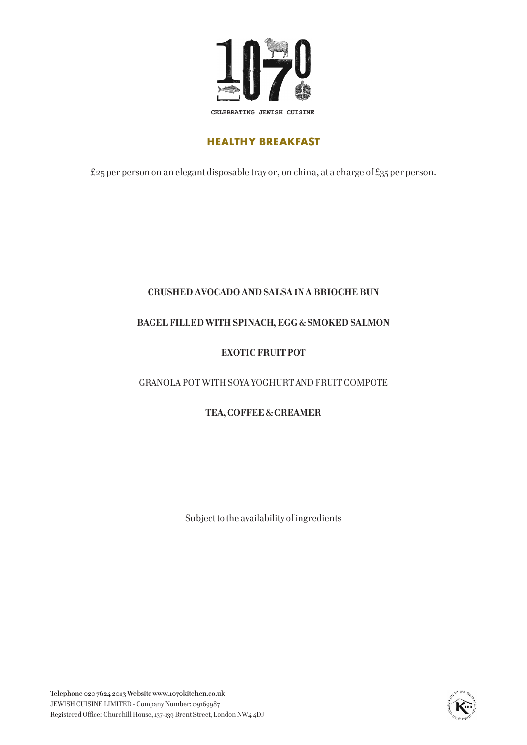1070

CELEBRATING JEWISH CUISINE

## HEALTHY BREAKFAST

£25 per person on an elegant disposable tray or, on china, at a charge of £35 per person.

**CRUSHED AVOCADO AND SALSA IN A BRIOCHE BUN**

**BAGEL FILLED WITH SPINACH, EGG & SMOKED SALMON**

**EXOTIC FRUIT POT**

GRANOLA POT WITH SOYA YOGHURT AND FRUIT COMPOTE

**TEA, COFFEE & CREAMER**

Subject to the availability of ingredients

**Telephone** 020 7624 2013 **Website www.1070kitchen.co.uk**
JEWISH CUISINE LIMITED - Company Number: 09169987
Registered Office: Churchill House, 137-139 Brent Street, London NW4 4DJ